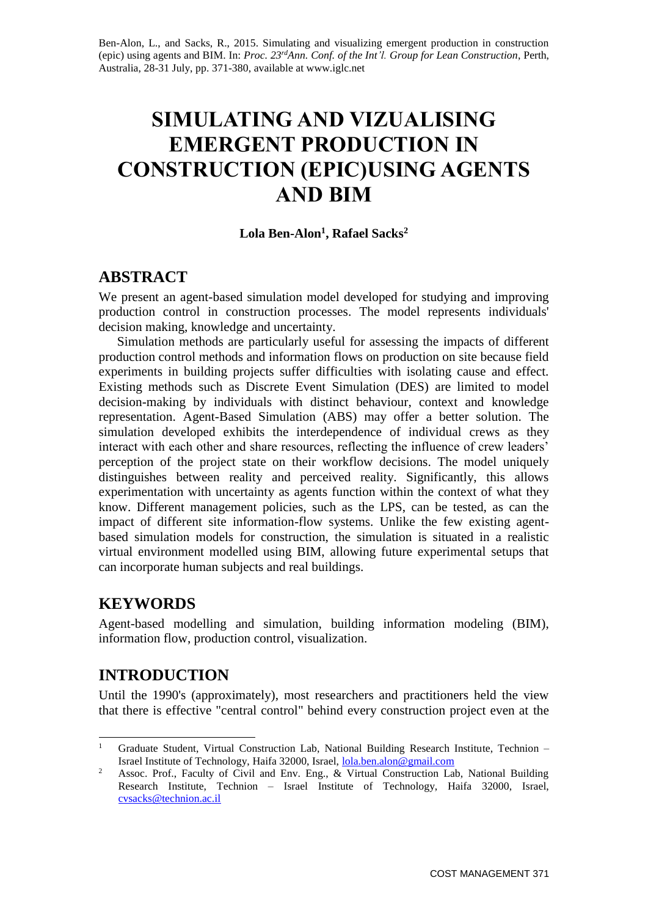Ben-Alon, L., and Sacks, R., 2015. Simulating and visualizing emergent production in construction (epic) using agents and BIM. In: *Proc. 23rdAnn. Conf. of the Int'l. Group for Lean Construction*, Perth, Australia, 28-31 July, pp. 371-380, available at www.iglc.net

# SIMULATING AND VIZUALISING EMERGENT PRODUCTION IN CONSTRUCTION (EPIC)USING AGENTS AND BIM

**Lola Ben-Alon[1], Rafael Sacks[2]**

## ABSTRACT

We present an agent-based simulation model developed for studying and improving production control in construction processes. The model represents individuals' decision making, knowledge and uncertainty.

Simulation methods are particularly useful for assessing the impacts of different production control methods and information flows on production on site because field experiments in building projects suffer difficulties with isolating cause and effect. Existing methods such as Discrete Event Simulation (DES) are limited to model decision-making by individuals with distinct behaviour, context and knowledge representation. Agent-Based Simulation (ABS) may offer a better solution. The simulation developed exhibits the interdependence of individual crews as they interact with each other and share resources, reflecting the influence of crew leaders' perception of the project state on their workflow decisions. The model uniquely distinguishes between reality and perceived reality. Significantly, this allows experimentation with uncertainty as agents function within the context of what they know. Different management policies, such as the LPS, can be tested, as can the impact of different site information-flow systems. Unlike the few existing agent-based simulation models for construction, the simulation is situated in a realistic virtual environment modelled using BIM, allowing future experimental setups that can incorporate human subjects and real buildings.

## KEYWORDS

Agent-based modelling and simulation, building information modeling (BIM), information flow, production control, visualization.

## INTRODUCTION

Until the 1990's (approximately), most researchers and practitioners held the view that there is effective "central control" behind every construction project even at the

---

[1] Graduate Student, Virtual Construction Lab, National Building Research Institute, Technion – Israel Institute of Technology, Haifa 32000, Israel, lola.ben.alon@gmail.com

[2] Assoc. Prof., Faculty of Civil and Env. Eng., & Virtual Construction Lab, National Building Research Institute, Technion – Israel Institute of Technology, Haifa 32000, Israel, cvsacks@technion.ac.il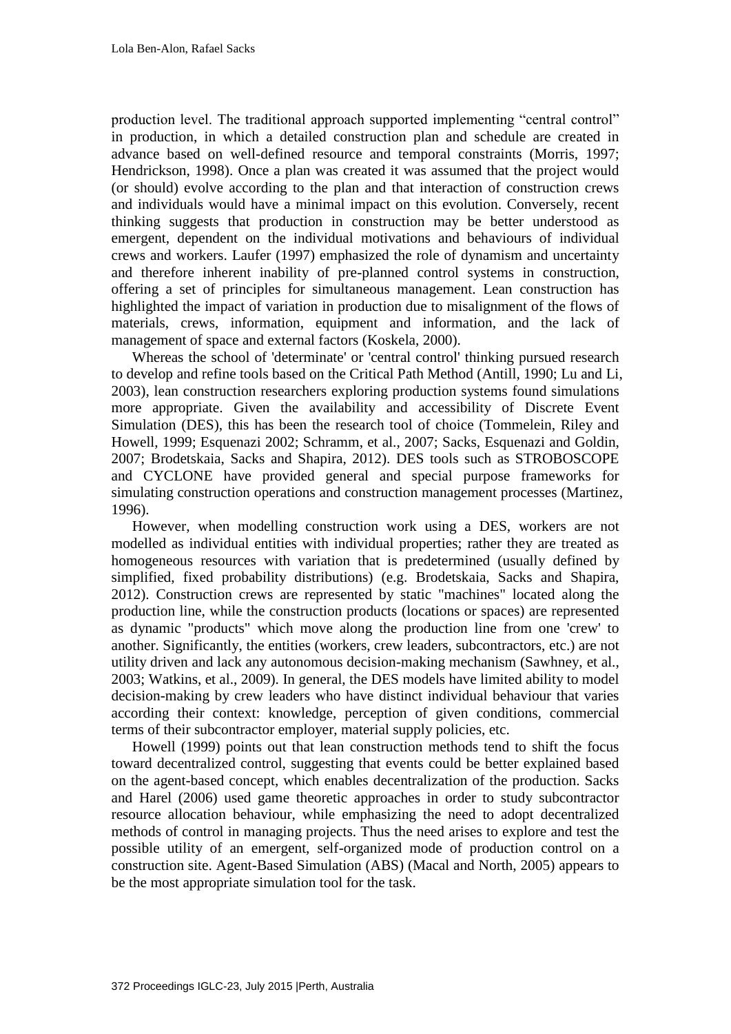production level. The traditional approach supported implementing "central control" in production, in which a detailed construction plan and schedule are created in advance based on well-defined resource and temporal constraints (Morris, 1997; Hendrickson, 1998). Once a plan was created it was assumed that the project would (or should) evolve according to the plan and that interaction of construction crews and individuals would have a minimal impact on this evolution. Conversely, recent thinking suggests that production in construction may be better understood as emergent, dependent on the individual motivations and behaviours of individual crews and workers. Laufer (1997) emphasized the role of dynamism and uncertainty and therefore inherent inability of pre-planned control systems in construction, offering a set of principles for simultaneous management. Lean construction has highlighted the impact of variation in production due to misalignment of the flows of materials, crews, information, equipment and information, and the lack of management of space and external factors (Koskela, 2000).

Whereas the school of 'determinate' or 'central control' thinking pursued research to develop and refine tools based on the Critical Path Method (Antill, 1990; Lu and Li, 2003), lean construction researchers exploring production systems found simulations more appropriate. Given the availability and accessibility of Discrete Event Simulation (DES), this has been the research tool of choice (Tommelein, Riley and Howell, 1999; Esquenazi 2002; Schramm, et al., 2007; Sacks, Esquenazi and Goldin, 2007; Brodetskaia, Sacks and Shapira, 2012). DES tools such as STROBOSCOPE and CYCLONE have provided general and special purpose frameworks for simulating construction operations and construction management processes (Martinez, 1996).

However, when modelling construction work using a DES, workers are not modelled as individual entities with individual properties; rather they are treated as homogeneous resources with variation that is predetermined (usually defined by simplified, fixed probability distributions) (e.g. Brodetskaia, Sacks and Shapira, 2012). Construction crews are represented by static "machines" located along the production line, while the construction products (locations or spaces) are represented as dynamic "products" which move along the production line from one 'crew' to another. Significantly, the entities (workers, crew leaders, subcontractors, etc.) are not utility driven and lack any autonomous decision-making mechanism (Sawhney, et al., 2003; Watkins, et al., 2009). In general, the DES models have limited ability to model decision-making by crew leaders who have distinct individual behaviour that varies according their context: knowledge, perception of given conditions, commercial terms of their subcontractor employer, material supply policies, etc.

Howell (1999) points out that lean construction methods tend to shift the focus toward decentralized control, suggesting that events could be better explained based on the agent-based concept, which enables decentralization of the production. Sacks and Harel (2006) used game theoretic approaches in order to study subcontractor resource allocation behaviour, while emphasizing the need to adopt decentralized methods of control in managing projects. Thus the need arises to explore and test the possible utility of an emergent, self-organized mode of production control on a construction site. Agent-Based Simulation (ABS) (Macal and North, 2005) appears to be the most appropriate simulation tool for the task.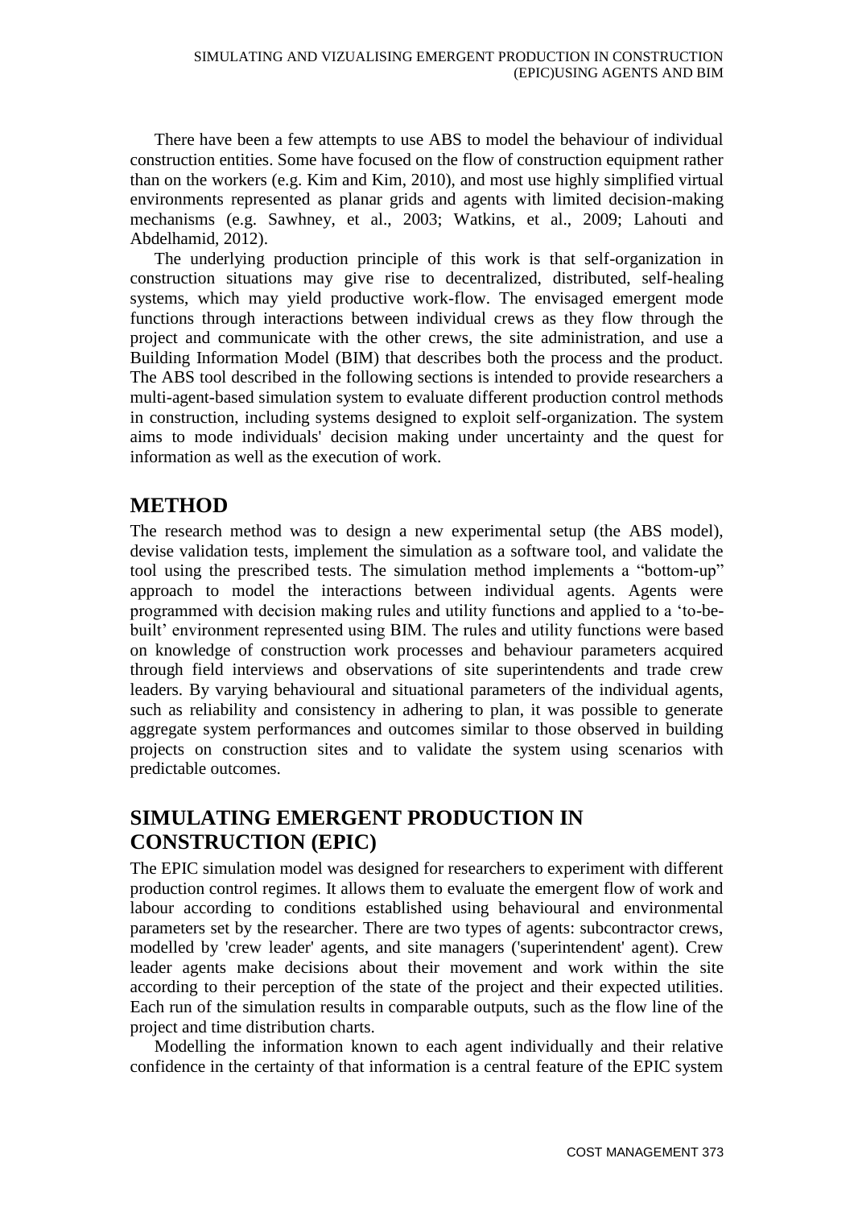There have been a few attempts to use ABS to model the behaviour of individual construction entities. Some have focused on the flow of construction equipment rather than on the workers (e.g. Kim and Kim, 2010), and most use highly simplified virtual environments represented as planar grids and agents with limited decision-making mechanisms (e.g. Sawhney, et al., 2003; Watkins, et al., 2009; Lahouti and Abdelhamid, 2012).

The underlying production principle of this work is that self-organization in construction situations may give rise to decentralized, distributed, self-healing systems, which may yield productive work-flow. The envisaged emergent mode functions through interactions between individual crews as they flow through the project and communicate with the other crews, the site administration, and use a Building Information Model (BIM) that describes both the process and the product. The ABS tool described in the following sections is intended to provide researchers a multi-agent-based simulation system to evaluate different production control methods in construction, including systems designed to exploit self-organization. The system aims to mode individuals' decision making under uncertainty and the quest for information as well as the execution of work.

## METHOD

The research method was to design a new experimental setup (the ABS model), devise validation tests, implement the simulation as a software tool, and validate the tool using the prescribed tests. The simulation method implements a "bottom-up" approach to model the interactions between individual agents. Agents were programmed with decision making rules and utility functions and applied to a 'to-be-built' environment represented using BIM. The rules and utility functions were based on knowledge of construction work processes and behaviour parameters acquired through field interviews and observations of site superintendents and trade crew leaders. By varying behavioural and situational parameters of the individual agents, such as reliability and consistency in adhering to plan, it was possible to generate aggregate system performances and outcomes similar to those observed in building projects on construction sites and to validate the system using scenarios with predictable outcomes.

## SIMULATING EMERGENT PRODUCTION IN CONSTRUCTION (EPIC)

The EPIC simulation model was designed for researchers to experiment with different production control regimes. It allows them to evaluate the emergent flow of work and labour according to conditions established using behavioural and environmental parameters set by the researcher. There are two types of agents: subcontractor crews, modelled by 'crew leader' agents, and site managers ('superintendent' agent). Crew leader agents make decisions about their movement and work within the site according to their perception of the state of the project and their expected utilities. Each run of the simulation results in comparable outputs, such as the flow line of the project and time distribution charts.

Modelling the information known to each agent individually and their relative confidence in the certainty of that information is a central feature of the EPIC system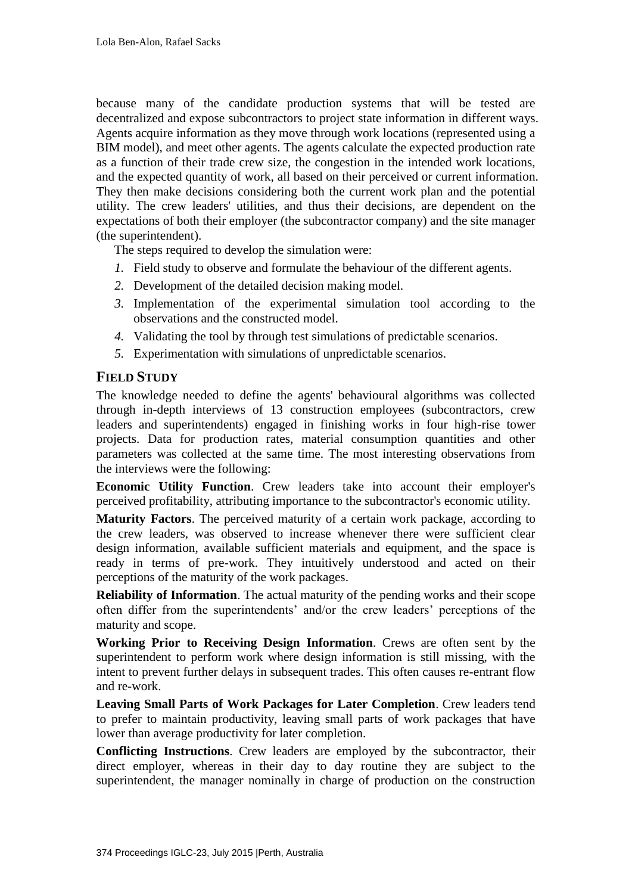because many of the candidate production systems that will be tested are decentralized and expose subcontractors to project state information in different ways. Agents acquire information as they move through work locations (represented using a BIM model), and meet other agents. The agents calculate the expected production rate as a function of their trade crew size, the congestion in the intended work locations, and the expected quantity of work, all based on their perceived or current information. They then make decisions considering both the current work plan and the potential utility. The crew leaders' utilities, and thus their decisions, are dependent on the expectations of both their employer (the subcontractor company) and the site manager (the superintendent).

The steps required to develop the simulation were:

1. Field study to observe and formulate the behaviour of the different agents.
2. Development of the detailed decision making model.
3. Implementation of the experimental simulation tool according to the observations and the constructed model.
4. Validating the tool by through test simulations of predictable scenarios.
5. Experimentation with simulations of unpredictable scenarios.

## FIELD STUDY

The knowledge needed to define the agents' behavioural algorithms was collected through in-depth interviews of 13 construction employees (subcontractors, crew leaders and superintendents) engaged in finishing works in four high-rise tower projects. Data for production rates, material consumption quantities and other parameters was collected at the same time. The most interesting observations from the interviews were the following:

**Economic Utility Function**. Crew leaders take into account their employer's perceived profitability, attributing importance to the subcontractor's economic utility.

**Maturity Factors**. The perceived maturity of a certain work package, according to the crew leaders, was observed to increase whenever there were sufficient clear design information, available sufficient materials and equipment, and the space is ready in terms of pre-work. They intuitively understood and acted on their perceptions of the maturity of the work packages.

**Reliability of Information**. The actual maturity of the pending works and their scope often differ from the superintendents' and/or the crew leaders' perceptions of the maturity and scope.

**Working Prior to Receiving Design Information**. Crews are often sent by the superintendent to perform work where design information is still missing, with the intent to prevent further delays in subsequent trades. This often causes re-entrant flow and re-work.

**Leaving Small Parts of Work Packages for Later Completion**. Crew leaders tend to prefer to maintain productivity, leaving small parts of work packages that have lower than average productivity for later completion.

**Conflicting Instructions**. Crew leaders are employed by the subcontractor, their direct employer, whereas in their day to day routine they are subject to the superintendent, the manager nominally in charge of production on the construction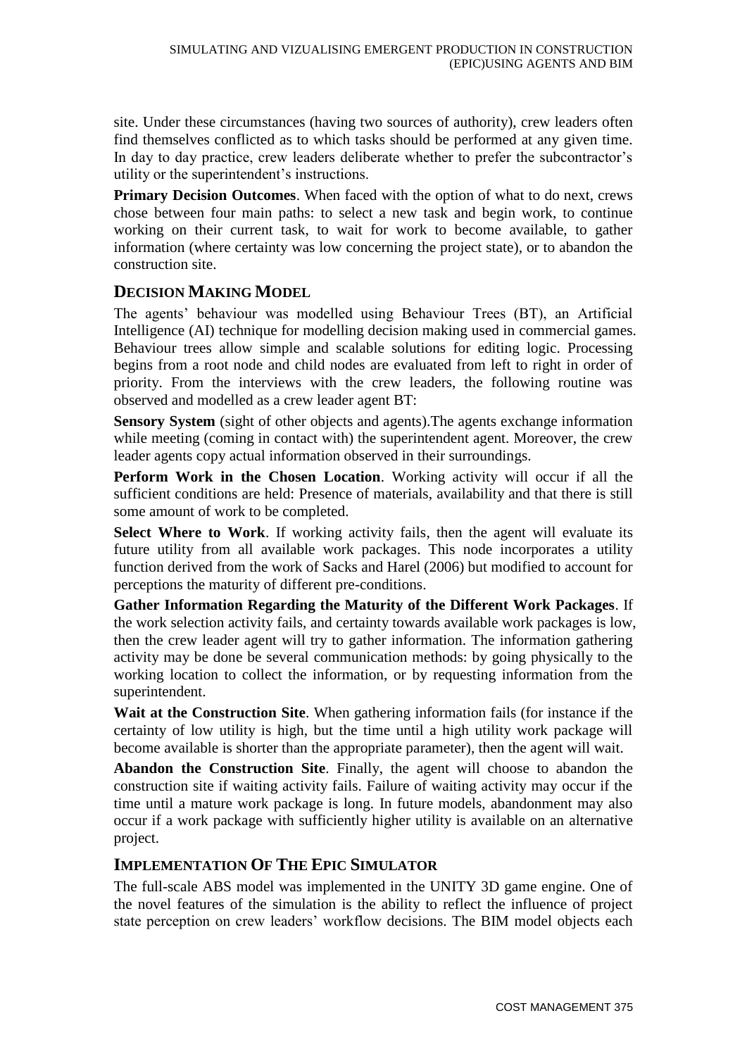site. Under these circumstances (having two sources of authority), crew leaders often find themselves conflicted as to which tasks should be performed at any given time. In day to day practice, crew leaders deliberate whether to prefer the subcontractor's utility or the superintendent's instructions.

**Primary Decision Outcomes**. When faced with the option of what to do next, crews chose between four main paths: to select a new task and begin work, to continue working on their current task, to wait for work to become available, to gather information (where certainty was low concerning the project state), or to abandon the construction site.

## DECISION MAKING MODEL

The agents' behaviour was modelled using Behaviour Trees (BT), an Artificial Intelligence (AI) technique for modelling decision making used in commercial games. Behaviour trees allow simple and scalable solutions for editing logic. Processing begins from a root node and child nodes are evaluated from left to right in order of priority. From the interviews with the crew leaders, the following routine was observed and modelled as a crew leader agent BT:

**Sensory System** (sight of other objects and agents).The agents exchange information while meeting (coming in contact with) the superintendent agent. Moreover, the crew leader agents copy actual information observed in their surroundings.

**Perform Work in the Chosen Location**. Working activity will occur if all the sufficient conditions are held: Presence of materials, availability and that there is still some amount of work to be completed.

**Select Where to Work**. If working activity fails, then the agent will evaluate its future utility from all available work packages. This node incorporates a utility function derived from the work of Sacks and Harel (2006) but modified to account for perceptions the maturity of different pre-conditions.

**Gather Information Regarding the Maturity of the Different Work Packages**. If the work selection activity fails, and certainty towards available work packages is low, then the crew leader agent will try to gather information. The information gathering activity may be done be several communication methods: by going physically to the working location to collect the information, or by requesting information from the superintendent.

**Wait at the Construction Site**. When gathering information fails (for instance if the certainty of low utility is high, but the time until a high utility work package will become available is shorter than the appropriate parameter), then the agent will wait.

**Abandon the Construction Site**. Finally, the agent will choose to abandon the construction site if waiting activity fails. Failure of waiting activity may occur if the time until a mature work package is long. In future models, abandonment may also occur if a work package with sufficiently higher utility is available on an alternative project.

## IMPLEMENTATION OF THE EPIC SIMULATOR

The full-scale ABS model was implemented in the UNITY 3D game engine. One of the novel features of the simulation is the ability to reflect the influence of project state perception on crew leaders' workflow decisions. The BIM model objects each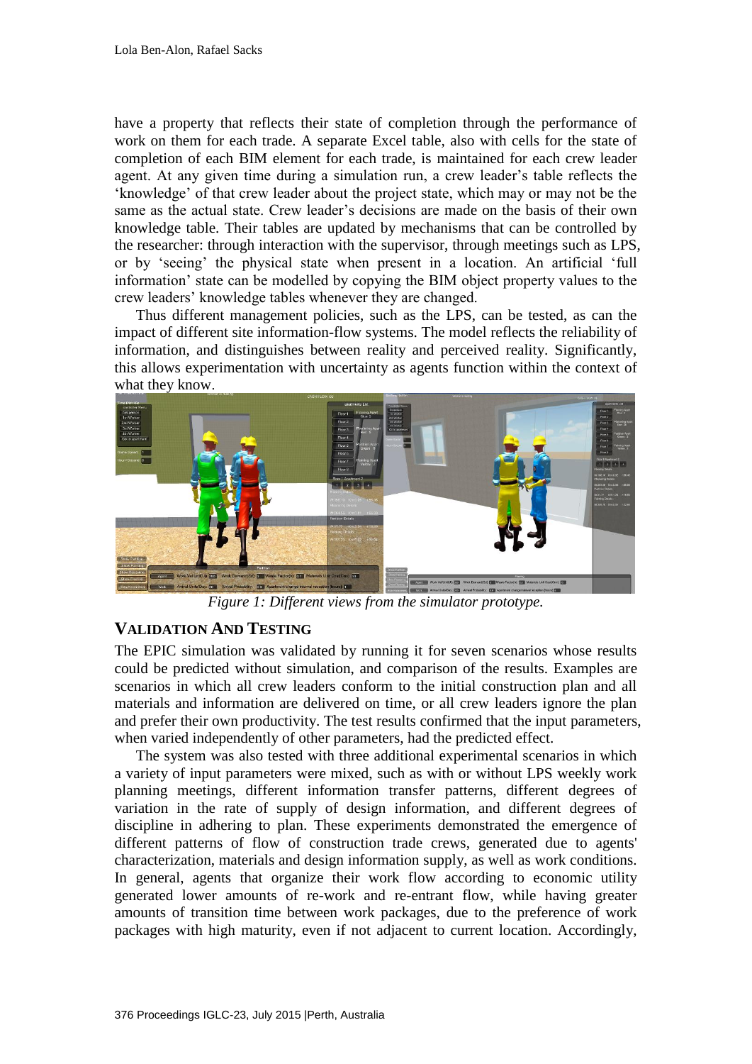have a property that reflects their state of completion through the performance of work on them for each trade. A separate Excel table, also with cells for the state of completion of each BIM element for each trade, is maintained for each crew leader agent. At any given time during a simulation run, a crew leader's table reflects the 'knowledge' of that crew leader about the project state, which may or may not be the same as the actual state. Crew leader's decisions are made on the basis of their own knowledge table. Their tables are updated by mechanisms that can be controlled by the researcher: through interaction with the supervisor, through meetings such as LPS, or by 'seeing' the physical state when present in a location. An artificial 'full information' state can be modelled by copying the BIM object property values to the crew leaders' knowledge tables whenever they are changed.

Thus different management policies, such as the LPS, can be tested, as can the impact of different site information-flow systems. The model reflects the reliability of information, and distinguishes between reality and perceived reality. Significantly, this allows experimentation with uncertainty as agents function within the context of what they know.

*Figure 1: Different views from the simulator prototype.*

## VALIDATION AND TESTING

The EPIC simulation was validated by running it for seven scenarios whose results could be predicted without simulation, and comparison of the results. Examples are scenarios in which all crew leaders conform to the initial construction plan and all materials and information are delivered on time, or all crew leaders ignore the plan and prefer their own productivity. The test results confirmed that the input parameters, when varied independently of other parameters, had the predicted effect.

The system was also tested with three additional experimental scenarios in which a variety of input parameters were mixed, such as with or without LPS weekly work planning meetings, different information transfer patterns, different degrees of variation in the rate of supply of design information, and different degrees of discipline in adhering to plan. These experiments demonstrated the emergence of different patterns of flow of construction trade crews, generated due to agents' characterization, materials and design information supply, as well as work conditions. In general, agents that organize their work flow according to economic utility generated lower amounts of re-work and re-entrant flow, while having greater amounts of transition time between work packages, due to the preference of work packages with high maturity, even if not adjacent to current location. Accordingly,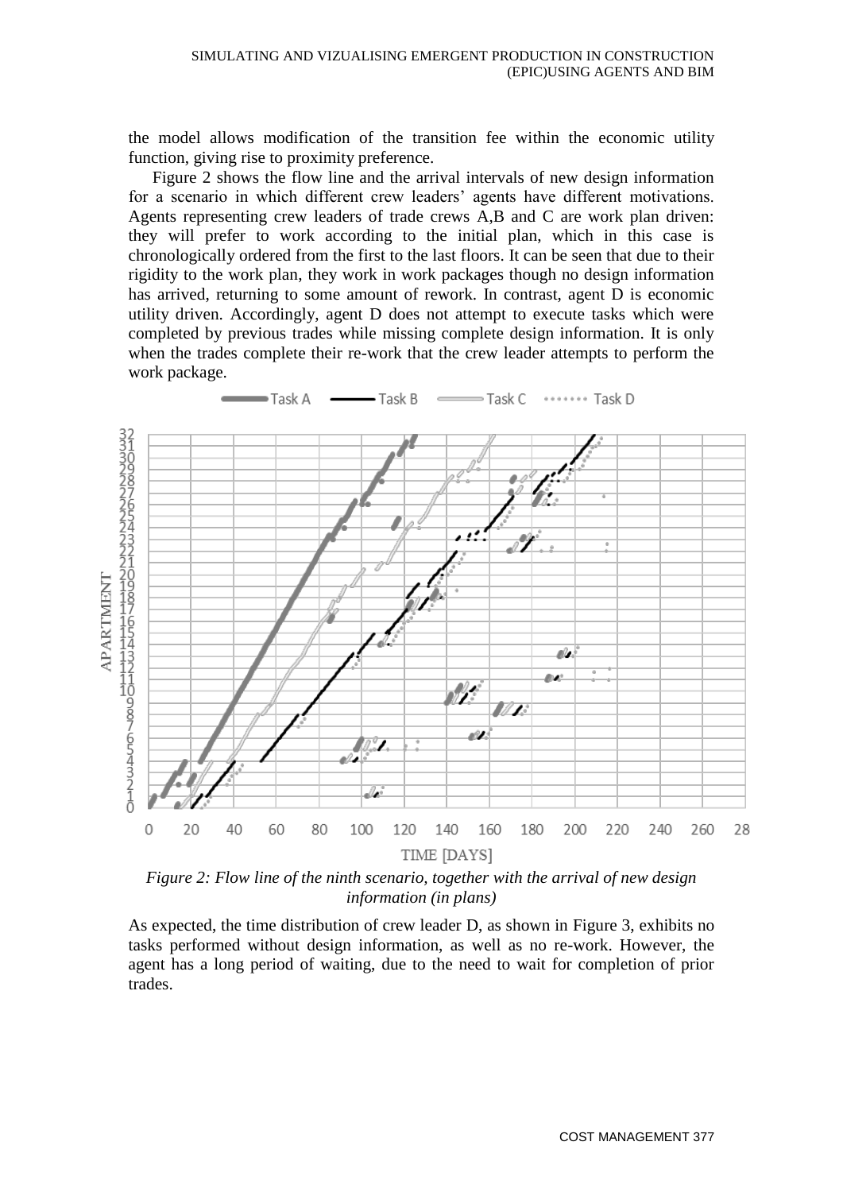the model allows modification of the transition fee within the economic utility function, giving rise to proximity preference.

Figure 2 shows the flow line and the arrival intervals of new design information for a scenario in which different crew leaders' agents have different motivations. Agents representing crew leaders of trade crews A,B and C are work plan driven: they will prefer to work according to the initial plan, which in this case is chronologically ordered from the first to the last floors. It can be seen that due to their rigidity to the work plan, they work in work packages though no design information has arrived, returning to some amount of rework. In contrast, agent D is economic utility driven. Accordingly, agent D does not attempt to execute tasks which were completed by previous trades while missing complete design information. It is only when the trades complete their re-work that the crew leader attempts to perform the work package.

*Figure 2: Flow line of the ninth scenario, together with the arrival of new design information (in plans)*

As expected, the time distribution of crew leader D, as shown in Figure 3, exhibits no tasks performed without design information, as well as no re-work. However, the agent has a long period of waiting, due to the need to wait for completion of prior trades.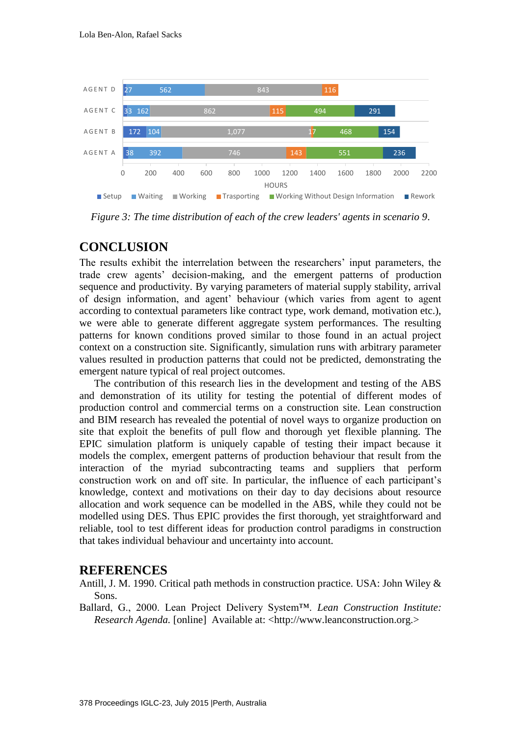Figure 3: *The time distribution of each of the crew leaders' agents in scenario 9.*

## CONCLUSION

The results exhibit the interrelation between the researchers' input parameters, the trade crew agents' decision-making, and the emergent patterns of production sequence and productivity. By varying parameters of material supply stability, arrival of design information, and agent' behaviour (which varies from agent to agent according to contextual parameters like contract type, work demand, motivation etc.), we were able to generate different aggregate system performances. The resulting patterns for known conditions proved similar to those found in an actual project context on a construction site. Significantly, simulation runs with arbitrary parameter values resulted in production patterns that could not be predicted, demonstrating the emergent nature typical of real project outcomes.

The contribution of this research lies in the development and testing of the ABS and demonstration of its utility for testing the potential of different modes of production control and commercial terms on a construction site. Lean construction and BIM research has revealed the potential of novel ways to organize production on site that exploit the benefits of pull flow and thorough yet flexible planning. The EPIC simulation platform is uniquely capable of testing their impact because it models the complex, emergent patterns of production behaviour that result from the interaction of the myriad subcontracting teams and suppliers that perform construction work on and off site. In particular, the influence of each participant's knowledge, context and motivations on their day to day decisions about resource allocation and work sequence can be modelled in the ABS, while they could not be modelled using DES. Thus EPIC provides the first thorough, yet straightforward and reliable, tool to test different ideas for production control paradigms in construction that takes individual behaviour and uncertainty into account.

## REFERENCES

Antill, J. M. 1990. Critical path methods in construction practice. USA: John Wiley & Sons.

Ballard, G., 2000. Lean Project Delivery System™. *Lean Construction Institute: Research Agenda.* [online] Available at: <http://www.leanconstruction.org.>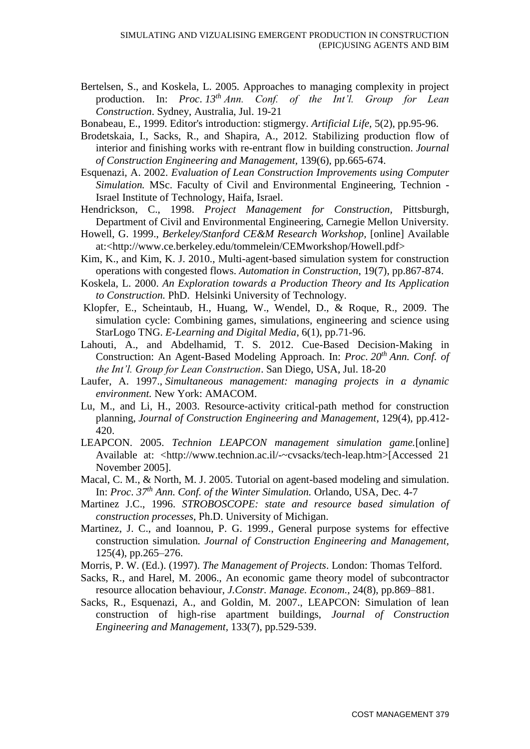Bertelsen, S., and Koskela, L. 2005. Approaches to managing complexity in project production. In: *Proc. 13th Ann. Conf. of the Int'l. Group for Lean Construction*. Sydney, Australia, Jul. 19-21

Bonabeau, E., 1999. Editor's introduction: stigmergy. *Artificial Life,* 5(2), pp.95-96.

Brodetskaia, I., Sacks, R., and Shapira, A., 2012. Stabilizing production flow of interior and finishing works with re-entrant flow in building construction. *Journal of Construction Engineering and Management*, 139(6), pp.665-674.

Esquenazi, A. 2002. *Evaluation of Lean Construction Improvements using Computer Simulation.* MSc. Faculty of Civil and Environmental Engineering, Technion - Israel Institute of Technology, Haifa, Israel.

Hendrickson, C., 1998. *Project Management for Construction*, Pittsburgh, Department of Civil and Environmental Engineering, Carnegie Mellon University.

Howell, G. 1999., *Berkeley/Stanford CE&M Research Workshop*, [online] Available at:<http://www.ce.berkeley.edu/tommelein/CEMworkshop/Howell.pdf>

Kim, K., and Kim, K. J. 2010., Multi-agent-based simulation system for construction operations with congested flows. *Automation in Construction*, 19(7), pp.867-874.

Koskela, L. 2000. *An Exploration towards a Production Theory and Its Application to Construction.* PhD. Helsinki University of Technology.

Klopfer, E., Scheintaub, H., Huang, W., Wendel, D., & Roque, R., 2009. The simulation cycle: Combining games, simulations, engineering and science using StarLogo TNG. *E-Learning and Digital Media*, 6(1), pp.71-96.

Lahouti, A., and Abdelhamid, T. S. 2012. Cue-Based Decision-Making in Construction: An Agent-Based Modeling Approach. In: *Proc. 20th Ann. Conf. of the Int'l. Group for Lean Construction*. San Diego, USA, Jul. 18-20

Laufer, A. 1997., *Simultaneous management: managing projects in a dynamic environment.* New York: AMACOM.

Lu, M., and Li, H., 2003. Resource-activity critical-path method for construction planning, *Journal of Construction Engineering and Management*, 129(4), pp.412-420.

LEAPCON. 2005. *Technion LEAPCON management simulation game.*[online] Available at: <http://www.technion.ac.il/-~cvsacks/tech-leap.htm>[Accessed 21 November 2005].

Macal, C. M., & North, M. J. 2005. Tutorial on agent-based modeling and simulation. In: *Proc. 37th Ann. Conf. of the Winter Simulation.* Orlando, USA, Dec. 4-7

Martinez J.C., 1996. *STROBOSCOPE: state and resource based simulation of construction processes*, Ph.D. University of Michigan.

Martinez, J. C., and Ioannou, P. G. 1999., General purpose systems for effective construction simulation*. Journal of Construction Engineering and Management*, 125(4), pp.265–276.

Morris, P. W. (Ed.). (1997). *The Management of Projects*. London: Thomas Telford.

Sacks, R., and Harel, M. 2006., An economic game theory model of subcontractor resource allocation behaviour, *J.Constr. Manage. Econom.*, 24(8), pp.869–881.

Sacks, R., Esquenazi, A., and Goldin, M. 2007., LEAPCON: Simulation of lean construction of high-rise apartment buildings, *Journal of Construction Engineering and Management,* 133(7), pp.529-539.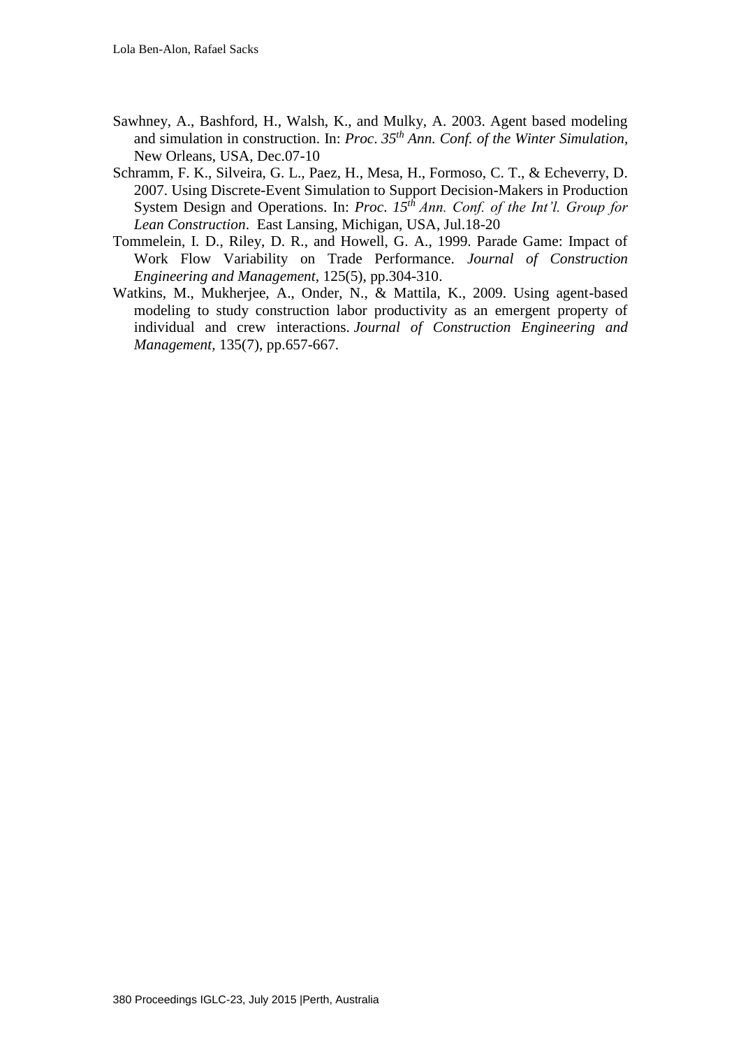Sawhney, A., Bashford, H., Walsh, K., and Mulky, A. 2003. Agent based modeling and simulation in construction. In: *Proc. 35th Ann. Conf. of the Winter Simulation,* New Orleans, USA, Dec.07-10

Schramm, F. K., Silveira, G. L., Paez, H., Mesa, H., Formoso, C. T., & Echeverry, D. 2007. Using Discrete-Event Simulation to Support Decision-Makers in Production System Design and Operations. In: *Proc. 15th Ann. Conf. of the Int'l. Group for Lean Construction*. East Lansing, Michigan, USA, Jul.18-20

Tommelein, I. D., Riley, D. R., and Howell, G. A., 1999. Parade Game: Impact of Work Flow Variability on Trade Performance. *Journal of Construction Engineering and Management*, 125(5), pp.304-310.

Watkins, M., Mukherjee, A., Onder, N., & Mattila, K., 2009. Using agent-based modeling to study construction labor productivity as an emergent property of individual and crew interactions. *Journal of Construction Engineering and Management,* 135(7), pp.657-667.